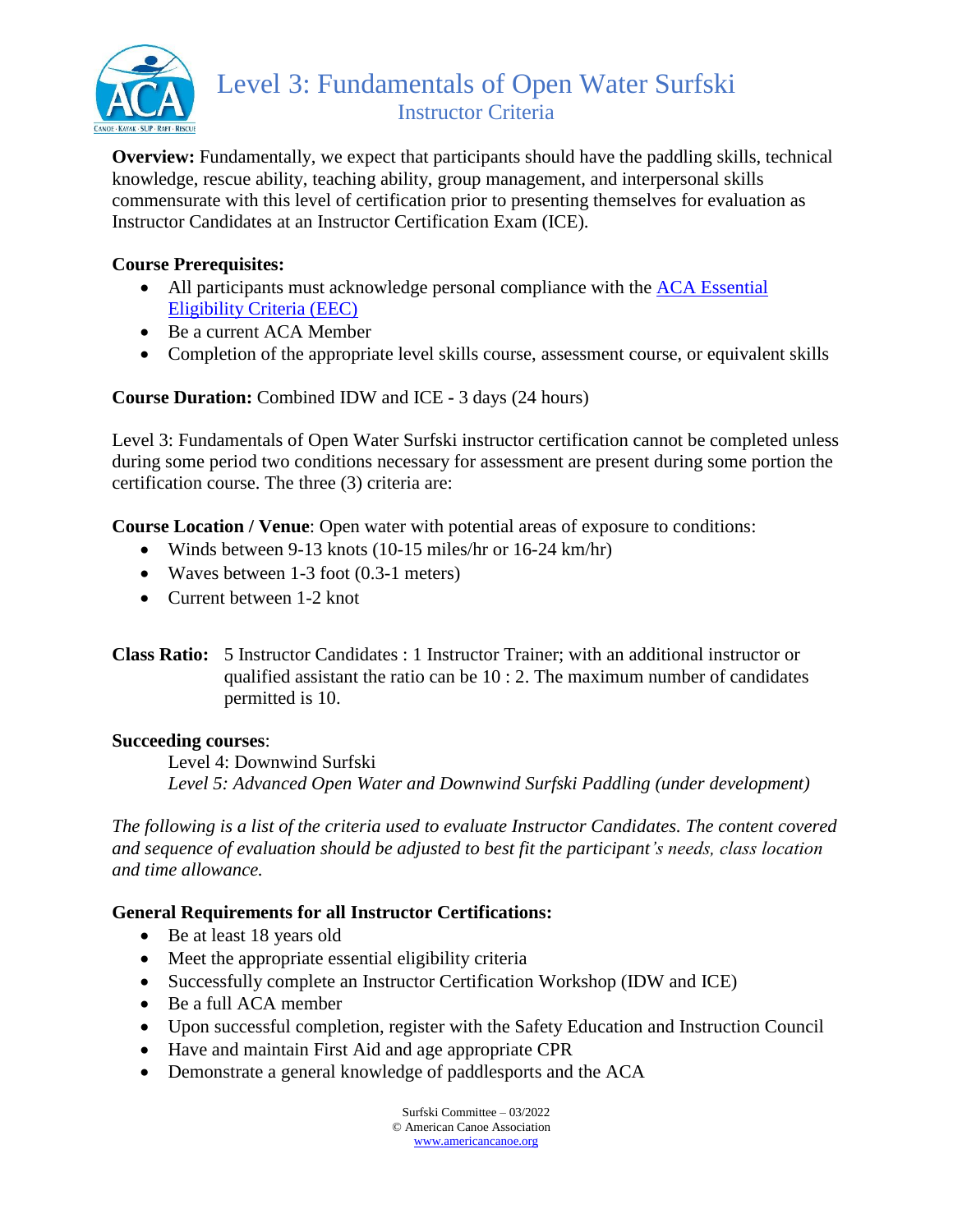# Level 3: Fundamentals of Open Water Surfski

## Instructor Criteria

**Overview:** Fundamentally, we expect that participants should have the paddling skills, technical knowledge, rescue ability, teaching ability, group management, and interpersonal skills commensurate with this level of certification prior to presenting themselves for evaluation as Instructor Candidates at an Instructor Certification Exam (ICE).

**Course Prerequisites:**

- All participants must acknowledge personal compliance with the ACA Essential Eligibility Criteria (EEC)
- Be a current ACA Member
- Completion of the appropriate level skills course, assessment course, or equivalent skills

**Course Duration:** Combined IDW and ICE - 3 days (24 hours)

Level 3: Fundamentals of Open Water Surfski instructor certification cannot be completed unless during some period two conditions necessary for assessment are present during some portion the certification course. The three (3) criteria are:

**Course Location / Venue**: Open water with potential areas of exposure to conditions:

- Winds between 9-13 knots (10-15 miles/hr or 16-24 km/hr)
- Waves between 1-3 foot (0.3-1 meters)
- Current between 1-2 knot

**Class Ratio:** 5 Instructor Candidates : 1 Instructor Trainer; with an additional instructor or qualified assistant the ratio can be 10 : 2. The maximum number of candidates permitted is 10.

**Succeeding courses**:

Level 4: Downwind Surfski
*Level 5: Advanced Open Water and Downwind Surfski Paddling (under development)*

*The following is a list of the criteria used to evaluate Instructor Candidates. The content covered and sequence of evaluation should be adjusted to best fit the participant's needs, class location and time allowance.*

**General Requirements for all Instructor Certifications:**

- Be at least 18 years old
- Meet the appropriate essential eligibility criteria
- Successfully complete an Instructor Certification Workshop (IDW and ICE)
- Be a full ACA member
- Upon successful completion, register with the Safety Education and Instruction Council
- Have and maintain First Aid and age appropriate CPR
- Demonstrate a general knowledge of paddlesports and the ACA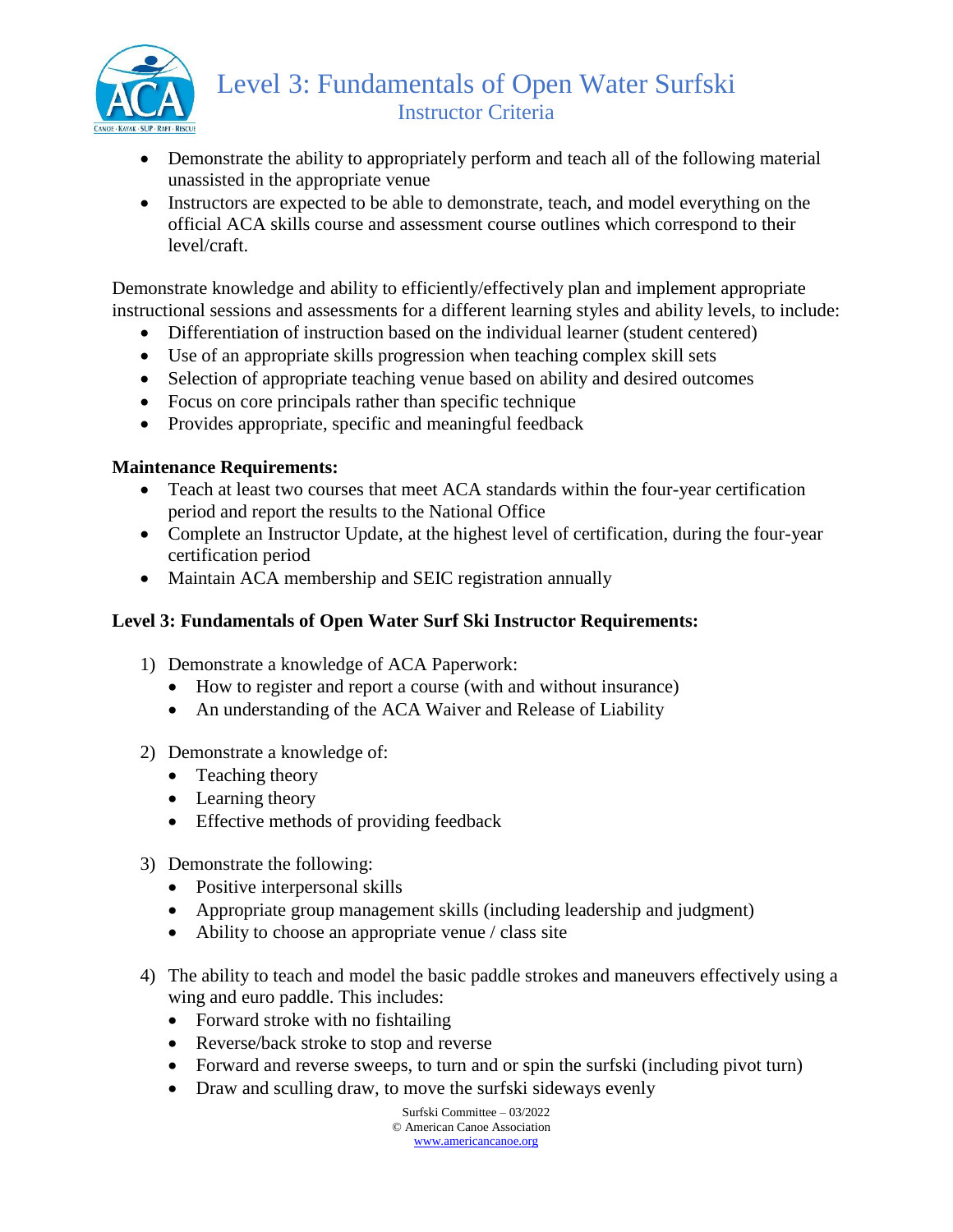- Demonstrate the ability to appropriately perform and teach all of the following material unassisted in the appropriate venue
- Instructors are expected to be able to demonstrate, teach, and model everything on the official ACA skills course and assessment course outlines which correspond to their level/craft.

Demonstrate knowledge and ability to efficiently/effectively plan and implement appropriate instructional sessions and assessments for a different learning styles and ability levels, to include:

- Differentiation of instruction based on the individual learner (student centered)
- Use of an appropriate skills progression when teaching complex skill sets
- Selection of appropriate teaching venue based on ability and desired outcomes
- Focus on core principals rather than specific technique
- Provides appropriate, specific and meaningful feedback

**Maintenance Requirements:**

- Teach at least two courses that meet ACA standards within the four-year certification period and report the results to the National Office
- Complete an Instructor Update, at the highest level of certification, during the four-year certification period
- Maintain ACA membership and SEIC registration annually

**Level 3: Fundamentals of Open Water Surf Ski Instructor Requirements:**

1) Demonstrate a knowledge of ACA Paperwork:
   - How to register and report a course (with and without insurance)
   - An understanding of the ACA Waiver and Release of Liability

2) Demonstrate a knowledge of:
   - Teaching theory
   - Learning theory
   - Effective methods of providing feedback

3) Demonstrate the following:
   - Positive interpersonal skills
   - Appropriate group management skills (including leadership and judgment)
   - Ability to choose an appropriate venue / class site

4) The ability to teach and model the basic paddle strokes and maneuvers effectively using a wing and euro paddle. This includes:
   - Forward stroke with no fishtailing
   - Reverse/back stroke to stop and reverse
   - Forward and reverse sweeps, to turn and or spin the surfski (including pivot turn)
   - Draw and sculling draw, to move the surfski sideways evenly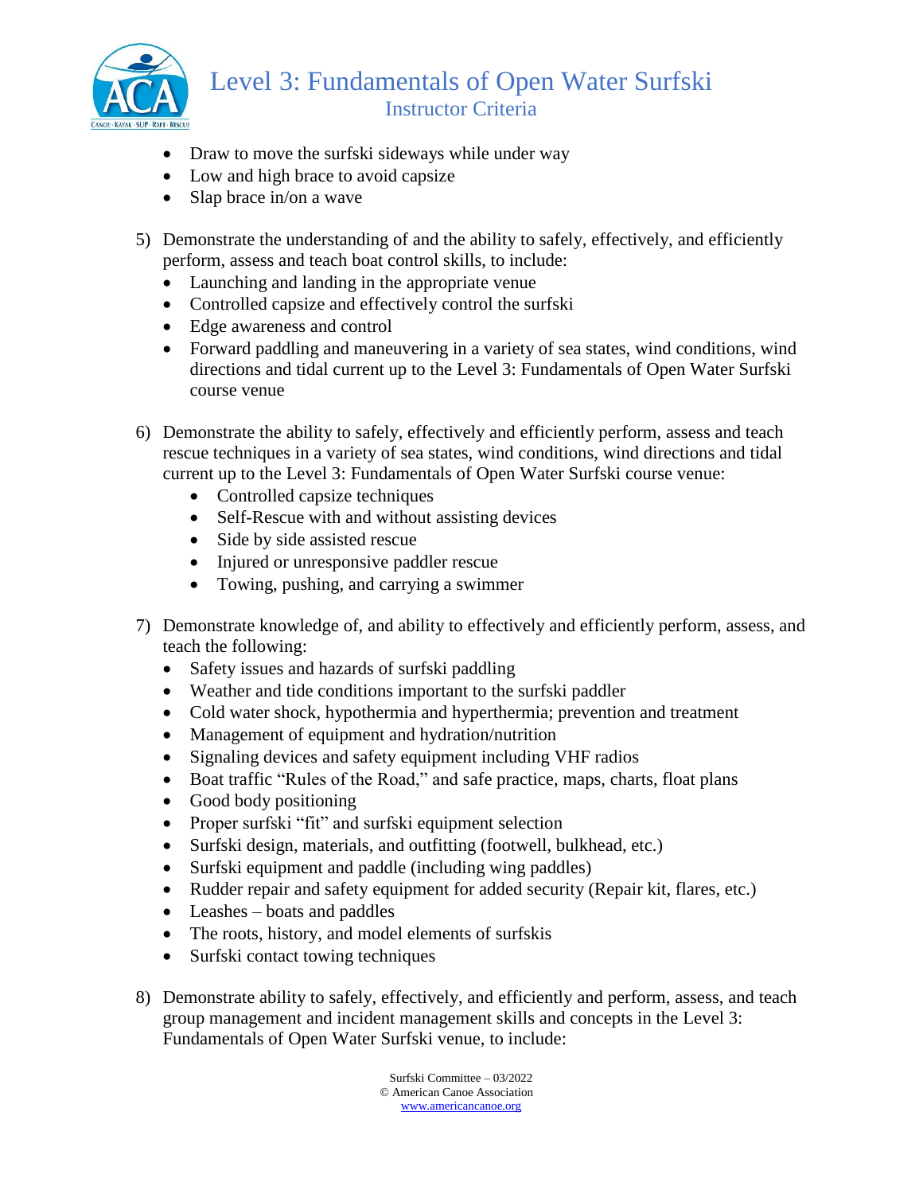- Draw to move the surfski sideways while under way
- Low and high brace to avoid capsize
- Slap brace in/on a wave

5) Demonstrate the understanding of and the ability to safely, effectively, and efficiently perform, assess and teach boat control skills, to include:
   - Launching and landing in the appropriate venue
   - Controlled capsize and effectively control the surfski
   - Edge awareness and control
   - Forward paddling and maneuvering in a variety of sea states, wind conditions, wind directions and tidal current up to the Level 3: Fundamentals of Open Water Surfski course venue

6) Demonstrate the ability to safely, effectively and efficiently perform, assess and teach rescue techniques in a variety of sea states, wind conditions, wind directions and tidal current up to the Level 3: Fundamentals of Open Water Surfski course venue:
   - Controlled capsize techniques
   - Self-Rescue with and without assisting devices
   - Side by side assisted rescue
   - Injured or unresponsive paddler rescue
   - Towing, pushing, and carrying a swimmer

7) Demonstrate knowledge of, and ability to effectively and efficiently perform, assess, and teach the following:
   - Safety issues and hazards of surfski paddling
   - Weather and tide conditions important to the surfski paddler
   - Cold water shock, hypothermia and hyperthermia; prevention and treatment
   - Management of equipment and hydration/nutrition
   - Signaling devices and safety equipment including VHF radios
   - Boat traffic "Rules of the Road," and safe practice, maps, charts, float plans
   - Good body positioning
   - Proper surfski "fit" and surfski equipment selection
   - Surfski design, materials, and outfitting (footwell, bulkhead, etc.)
   - Surfski equipment and paddle (including wing paddles)
   - Rudder repair and safety equipment for added security (Repair kit, flares, etc.)
   - Leashes – boats and paddles
   - The roots, history, and model elements of surfskis
   - Surfski contact towing techniques

8) Demonstrate ability to safely, effectively, and efficiently and perform, assess, and teach group management and incident management skills and concepts in the Level 3: Fundamentals of Open Water Surfski venue, to include: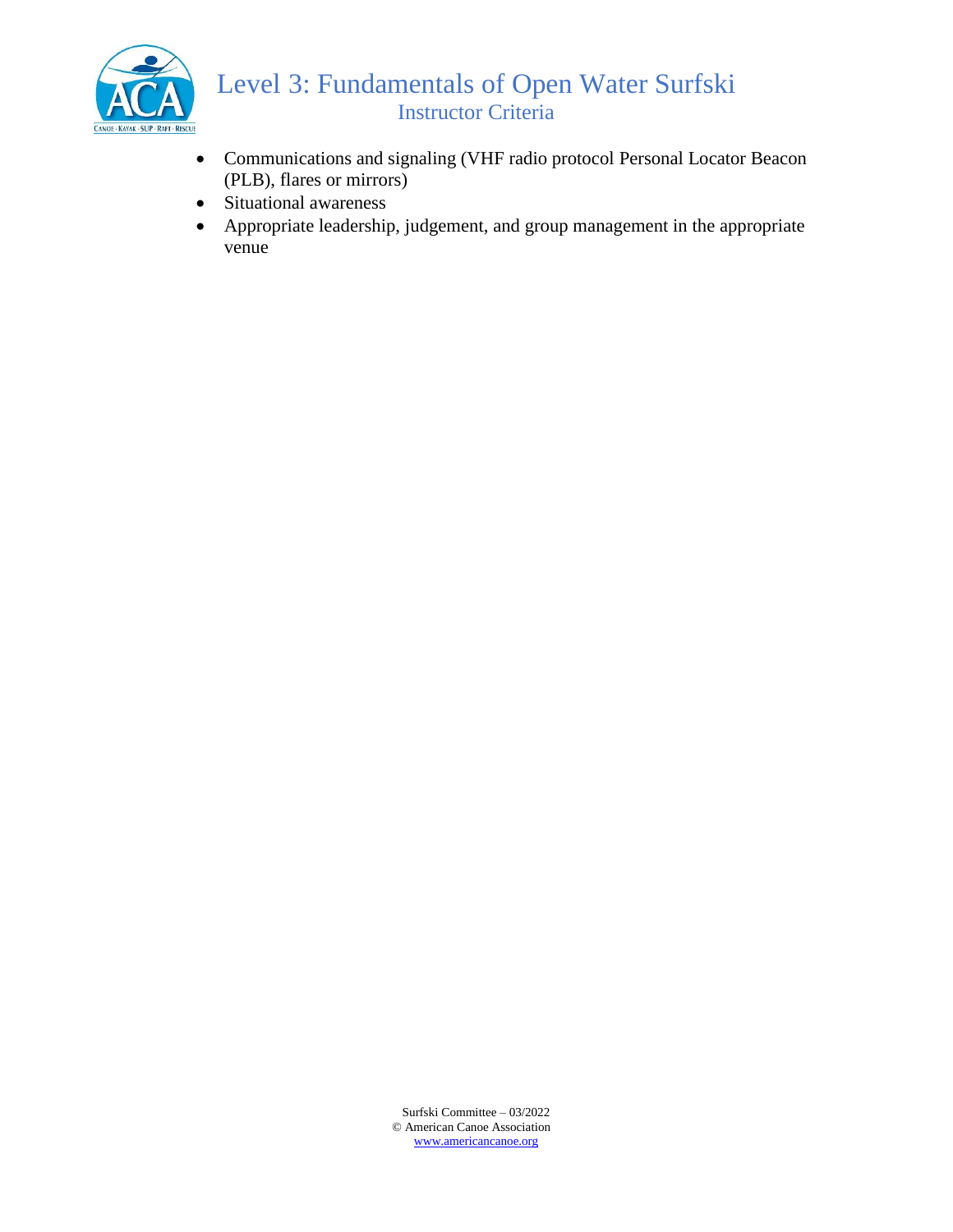- Communications and signaling (VHF radio protocol Personal Locator Beacon (PLB), flares or mirrors)
- Situational awareness
- Appropriate leadership, judgement, and group management in the appropriate venue